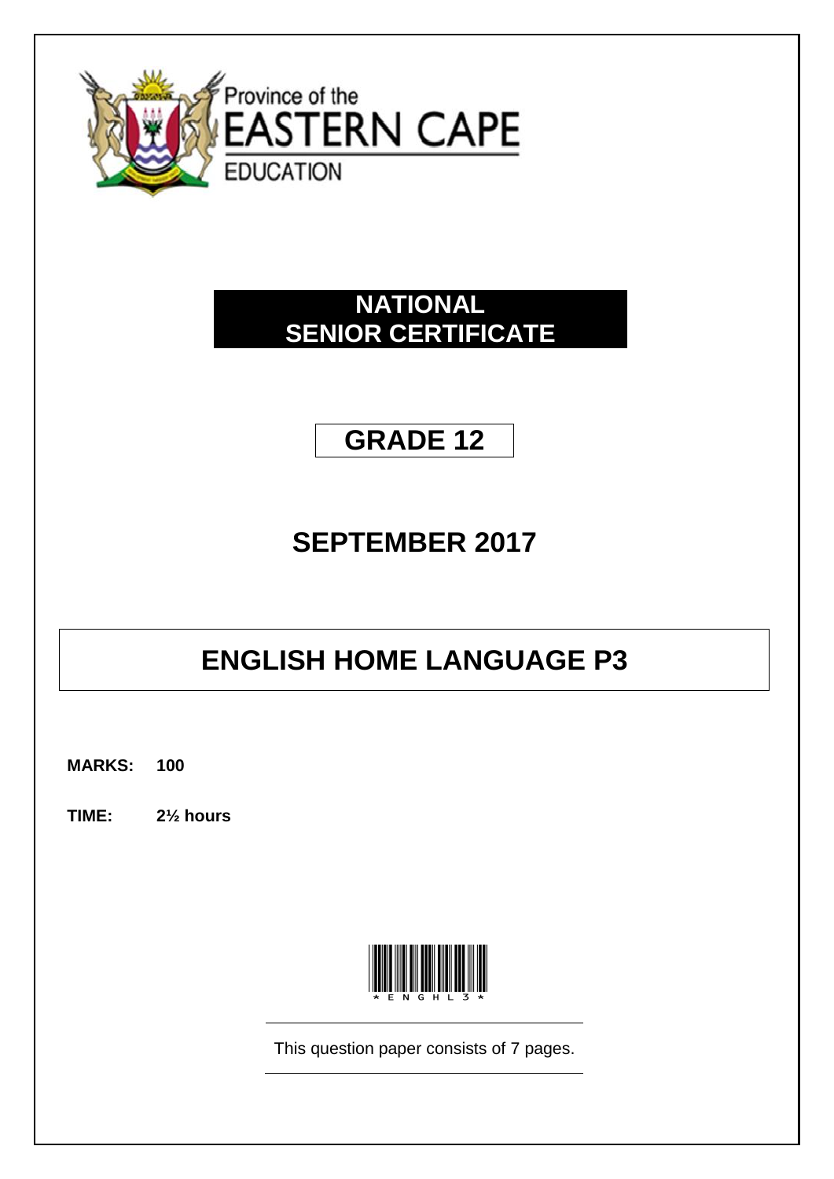Province of the

# EASTERN CAPE

EDUCATION

## NATIONAL SENIOR CERTIFICATE

## GRADE 12

## SEPTEMBER 2017

# ENGLISH HOME LANGUAGE P3

**MARKS: 100**

**TIME: 2½ hours**

*ENGHL3*

This question paper consists of 7 pages.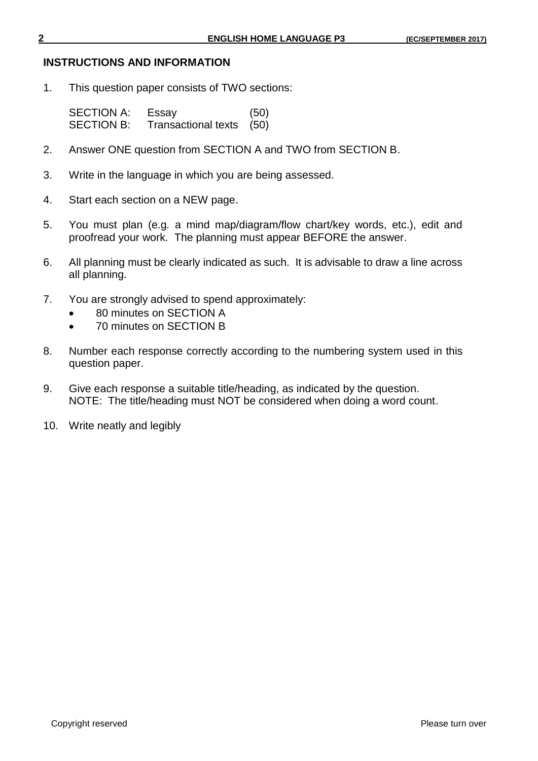## INSTRUCTIONS AND INFORMATION

1. This question paper consists of TWO sections:

   | | | |
   |---|---|---|
   | SECTION A: | Essay | (50) |
   | SECTION B: | Transactional texts | (50) |

2. Answer ONE question from SECTION A and TWO from SECTION B.

3. Write in the language in which you are being assessed.

4. Start each section on a NEW page.

5. You must plan (e.g. a mind map/diagram/flow chart/key words, etc.), edit and proofread your work. The planning must appear BEFORE the answer.

6. All planning must be clearly indicated as such. It is advisable to draw a line across all planning.

7. You are strongly advised to spend approximately:
   - 80 minutes on SECTION A
   - 70 minutes on SECTION B

8. Number each response correctly according to the numbering system used in this question paper.

9. Give each response a suitable title/heading, as indicated by the question.
   NOTE: The title/heading must NOT be considered when doing a word count.

10. Write neatly and legibly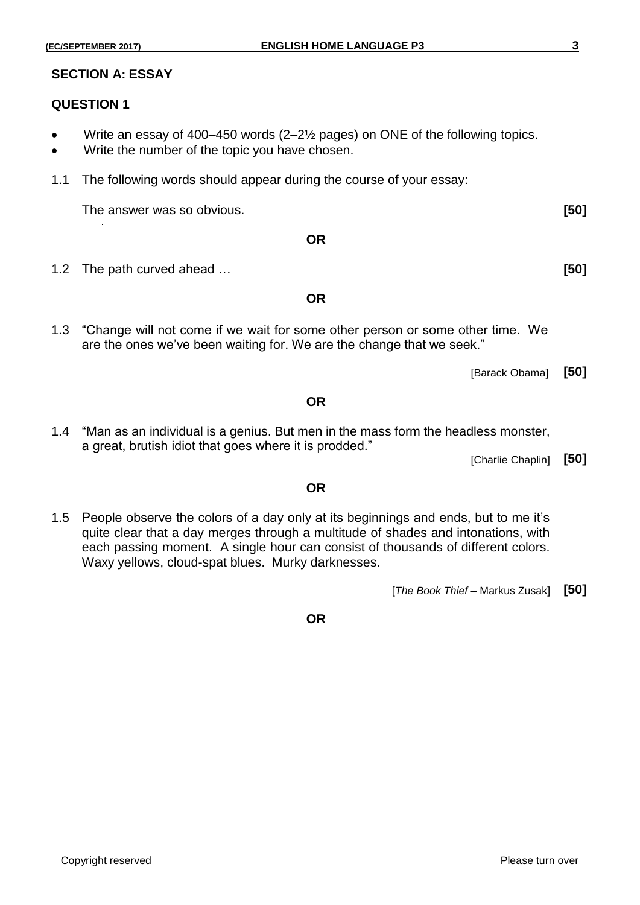## SECTION A: ESSAY

### QUESTION 1

- Write an essay of 400–450 words (2–2½ pages) on ONE of the following topics.
- Write the number of the topic you have chosen.

1.1 The following words should appear during the course of your essay:

The answer was so obvious. **[50]**

**OR**

1.2 The path curved ahead … **[50]**

**OR**

1.3 "Change will not come if we wait for some other person or some other time. We are the ones we've been waiting for. We are the change that we seek."

[Barack Obama] **[50]**

**OR**

1.4 "Man as an individual is a genius. But men in the mass form the headless monster, a great, brutish idiot that goes where it is prodded."

[Charlie Chaplin] **[50]**

**OR**

1.5 People observe the colors of a day only at its beginnings and ends, but to me it's quite clear that a day merges through a multitude of shades and intonations, with each passing moment. A single hour can consist of thousands of different colors. Waxy yellows, cloud-spat blues. Murky darknesses.

[*The Book Thief* – Markus Zusak] **[50]**

**OR**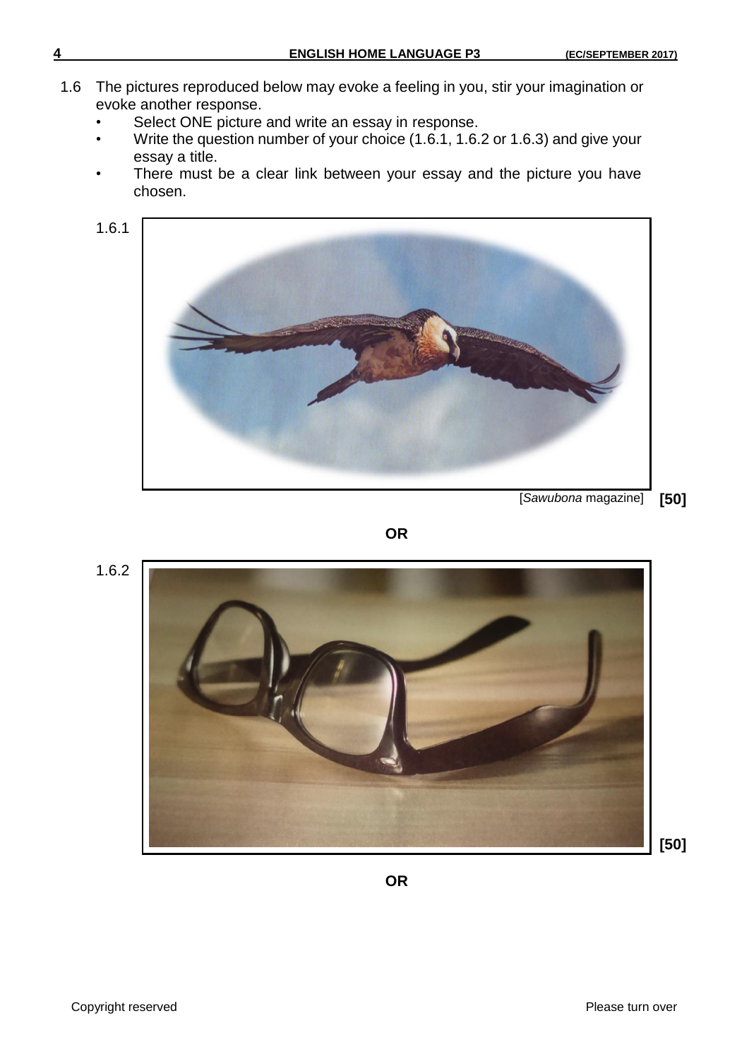1.6 The pictures reproduced below may evoke a feeling in you, stir your imagination or evoke another response.

- Select ONE picture and write an essay in response.
- Write the question number of your choice (1.6.1, 1.6.2 or 1.6.3) and give your essay a title.
- There must be a clear link between your essay and the picture you have chosen.

1.6.1

[*Sawubona* magazine] **[50]**

**OR**

1.6.2

**[50]**

**OR**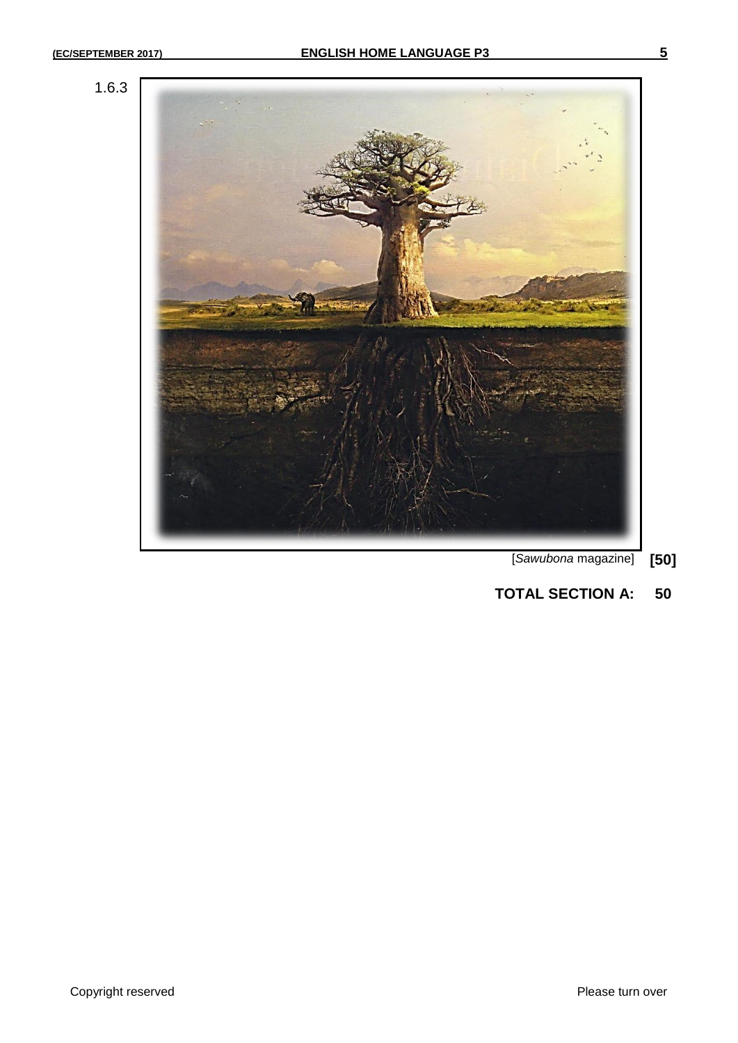1.6.3

[*Sawubona* magazine] **[50]**

**TOTAL SECTION A: 50**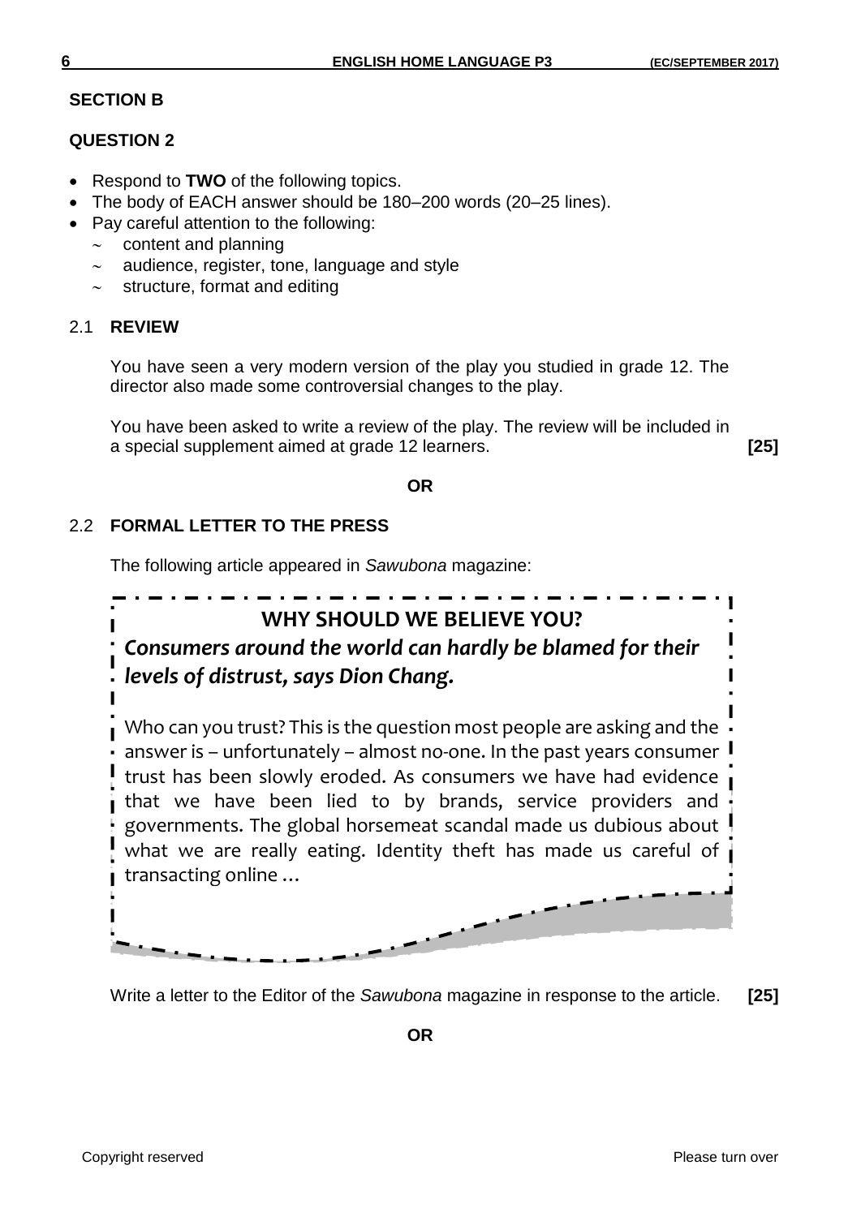## SECTION B

### QUESTION 2

- Respond to **TWO** of the following topics.
- The body of EACH answer should be 180–200 words (20–25 lines).
- Pay careful attention to the following:
  - content and planning
  - audience, register, tone, language and style
  - structure, format and editing

### 2.1 REVIEW

You have seen a very modern version of the play you studied in grade 12. The director also made some controversial changes to the play.

You have been asked to write a review of the play. The review will be included in a special supplement aimed at grade 12 learners. **[25]**

**OR**

### 2.2 FORMAL LETTER TO THE PRESS

The following article appeared in *Sawubona* magazine:

> **WHY SHOULD WE BELIEVE YOU?**
>
> ***Consumers around the world can hardly be blamed for their levels of distrust, says Dion Chang.***
>
> Who can you trust? This is the question most people are asking and the answer is – unfortunately – almost no-one. In the past years consumer trust has been slowly eroded. As consumers we have had evidence that we have been lied to by brands, service providers and governments. The global horsemeat scandal made us dubious about what we are really eating. Identity theft has made us careful of transacting online …

Write a letter to the Editor of the *Sawubona* magazine in response to the article. **[25]**

**OR**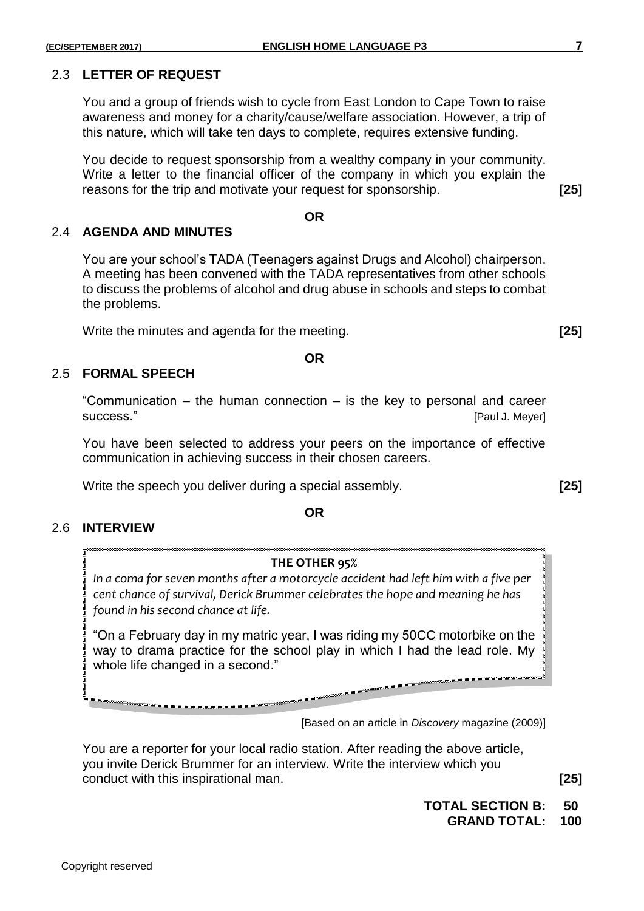### 2.3 LETTER OF REQUEST

You and a group of friends wish to cycle from East London to Cape Town to raise awareness and money for a charity/cause/welfare association. However, a trip of this nature, which will take ten days to complete, requires extensive funding.

You decide to request sponsorship from a wealthy company in your community. Write a letter to the financial officer of the company in which you explain the reasons for the trip and motivate your request for sponsorship. **[25]**

**OR**

### 2.4 AGENDA AND MINUTES

You are your school's TADA (Teenagers against Drugs and Alcohol) chairperson. A meeting has been convened with the TADA representatives from other schools to discuss the problems of alcohol and drug abuse in schools and steps to combat the problems.

Write the minutes and agenda for the meeting. **[25]**

**OR**

### 2.5 FORMAL SPEECH

"Communication – the human connection – is the key to personal and career success." [Paul J. Meyer]

You have been selected to address your peers on the importance of effective communication in achieving success in their chosen careers.

Write the speech you deliver during a special assembly. **[25]**

**OR**

### 2.6 INTERVIEW

**THE OTHER 95%**

*In a coma for seven months after a motorcycle accident had left him with a five per cent chance of survival, Derick Brummer celebrates the hope and meaning he has found in his second chance at life.*

"On a February day in my matric year, I was riding my 50CC motorbike on the way to drama practice for the school play in which I had the lead role. My whole life changed in a second."

[Based on an article in *Discovery* magazine (2009)]

You are a reporter for your local radio station. After reading the above article, you invite Derick Brummer for an interview. Write the interview which you conduct with this inspirational man. **[25]**

**TOTAL SECTION B: 50**
**GRAND TOTAL: 100**